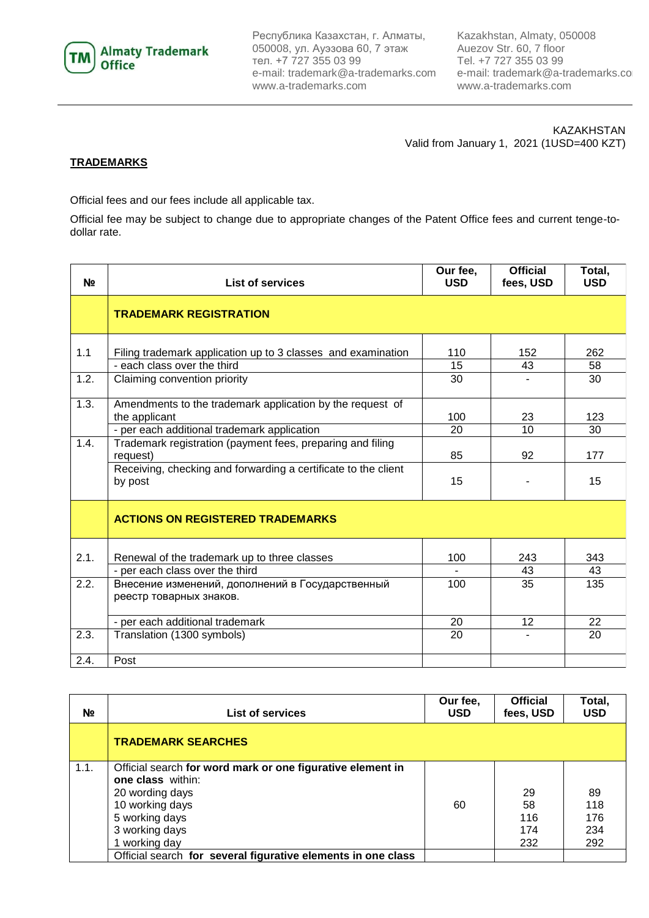Almaty Trademark Office

Республика Казахстан, г. Алматы, 050008, ул. Ауэзова 60, 7 этаж
тел. +7 727 355 03 99
e-mail: trademark@a-trademarks.com
www.a-trademarks.com

Kazakhstan, Almaty, 050008
Auezov Str. 60, 7 floor
Tel. +7 727 355 03 99
e-mail: trademark@a-trademarks.co
www.a-trademarks.com

KAZAKHSTAN
Valid from January 1, 2021 (1USD=400 KZT)

**TRADEMARKS**

Official fees and our fees include all applicable tax.

Official fee may be subject to change due to appropriate changes of the Patent Office fees and current tenge-to-dollar rate.

| № | List of services | Our fee, USD | Official fees, USD | Total, USD |
|---|---|---|---|---|
| | **TRADEMARK REGISTRATION** | | | |
| 1.1 | Filing trademark application up to 3 classes and examination | 110 | 152 | 262 |
| | - each class over the third | 15 | 43 | 58 |
| 1.2. | Claiming convention priority | 30 | - | 30 |
| 1.3. | Amendments to the trademark application by the request of the applicant | 100 | 23 | 123 |
| | - per each additional trademark application | 20 | 10 | 30 |
| 1.4. | Trademark registration (payment fees, preparing and filing request) | 85 | 92 | 177 |
| | Receiving, checking and forwarding a certificate to the client by post | 15 | - | 15 |
| | **ACTIONS ON REGISTERED TRADEMARKS** | | | |
| 2.1. | Renewal of the trademark up to three classes | 100 | 243 | 343 |
| | - per each class over the third | - | 43 | 43 |
| 2.2. | Внесение изменений, дополнений в Государственный реестр товарных знаков. | 100 | 35 | 135 |
| | - per each additional trademark | 20 | 12 | 22 |
| 2.3. | Translation (1300 symbols) | 20 | - | 20 |
| 2.4. | Post | | | |

| № | List of services | Our fee, USD | Official fees, USD | Total, USD |
|---|---|---|---|---|
| | **TRADEMARK SEARCHES** | | | |
| 1.1. | Official search **for word mark or one figurative element in one class** within: | | | |
| | 20 wording days | 60 | 29 | 89 |
| | 10 working days | | 58 | 118 |
| | 5 working days | | 116 | 176 |
| | 3 working days | | 174 | 234 |
| | 1 working day | | 232 | 292 |
| | Official search **for several figurative elements in one class** | | | |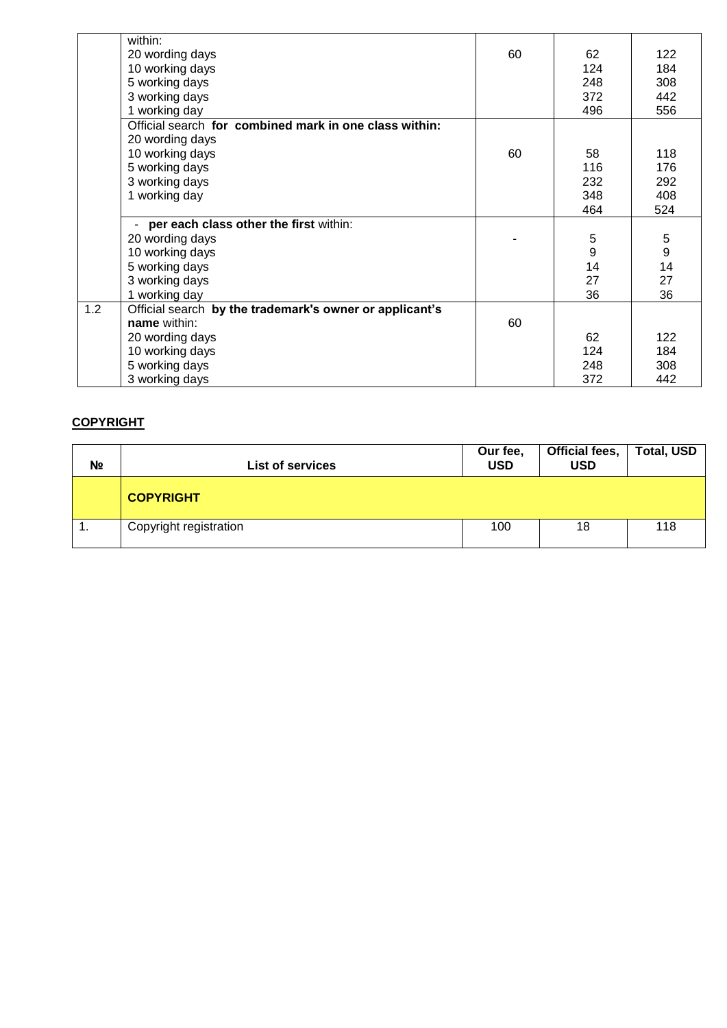| | | | | |
|---|---|---|---|---|
| | within:<br>20 wording days<br>10 working days<br>5 working days<br>3 working days<br>1 working day | 60 | 62<br>124<br>248<br>372<br>496 | 122<br>184<br>308<br>442<br>556 |
| | Official search **for combined mark in one class within:**<br>20 wording days<br>10 working days<br>5 working days<br>3 working days<br>1 working day | 60 | 58<br>116<br>232<br>348<br>464 | 118<br>176<br>292<br>408<br>524 |
| | - **per each class other the first** within:<br>20 wording days<br>10 working days<br>5 working days<br>3 working days<br>1 working day | - | 5<br>9<br>14<br>27<br>36 | 5<br>9<br>14<br>27<br>36 |
| 1.2 | Official search **by the trademark's owner or applicant's name** within:<br>20 wording days<br>10 working days<br>5 working days<br>3 working days | 60 | 62<br>124<br>248<br>372 | 122<br>184<br>308<br>442 |

**COPYRIGHT**

| № | List of services | Our fee, USD | Official fees, USD | Total, USD |
|---|---|---|---|---|
| | **COPYRIGHT** | | | |
| 1. | Copyright registration | 100 | 18 | 118 |